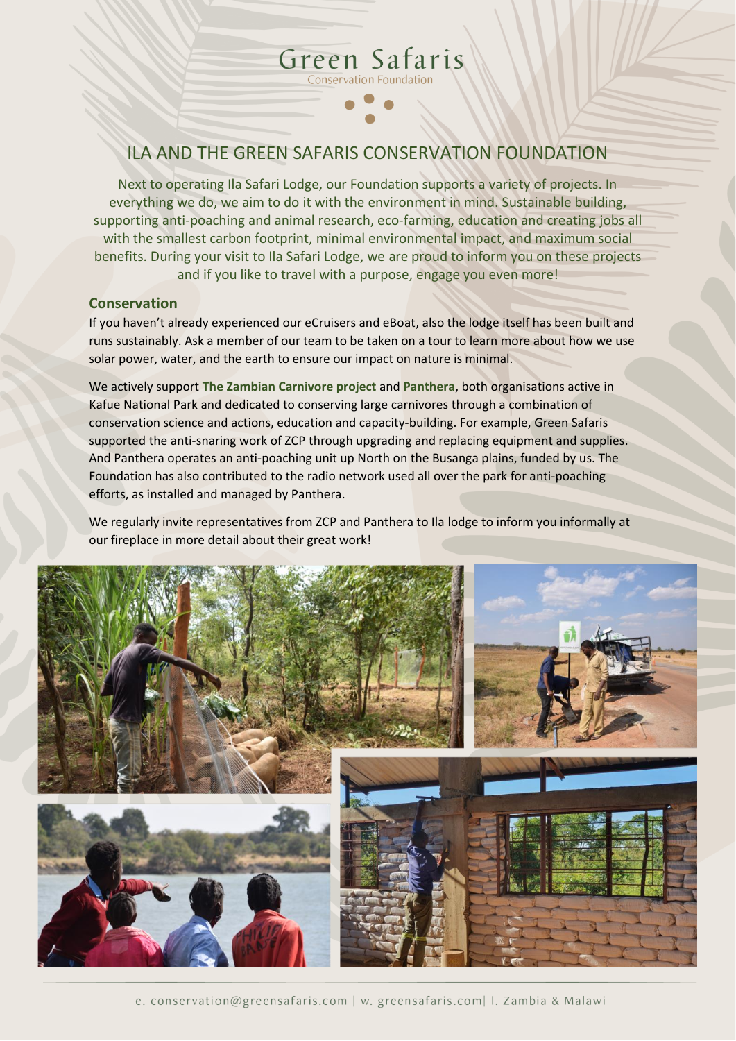# Green Safaris

Conservation Foundation

## ILA AND THE GREEN SAFARIS CONSERVATION FOUNDATION

Next to operating Ila Safari Lodge, our Foundation supports a variety of projects. In everything we do, we aim to do it with the environment in mind. Sustainable building, supporting anti-poaching and animal research, eco-farming, education and creating jobs all with the smallest carbon footprint, minimal environmental impact, and maximum social benefits. During your visit to Ila Safari Lodge, we are proud to inform you on these projects and if you like to travel with a purpose, engage you even more!

### Conservation

If you haven't already experienced our eCruisers and eBoat, also the lodge itself has been built and runs sustainably. Ask a member of our team to be taken on a tour to learn more about how we use solar power, water, and the earth to ensure our impact on nature is minimal.

We actively support **The Zambian Carnivore project** and **Panthera**, both organisations active in Kafue National Park and dedicated to conserving large carnivores through a combination of conservation science and actions, education and capacity-building. For example, Green Safaris supported the anti-snaring work of ZCP through upgrading and replacing equipment and supplies. And Panthera operates an anti-poaching unit up North on the Busanga plains, funded by us. The Foundation has also contributed to the radio network used all over the park for anti-poaching efforts, as installed and managed by Panthera.

We regularly invite representatives from ZCP and Panthera to Ila lodge to inform you informally at our fireplace in more detail about their great work!

e. conservation@greensafaris.com | w. greensafaris.com| l. Zambia & Malawi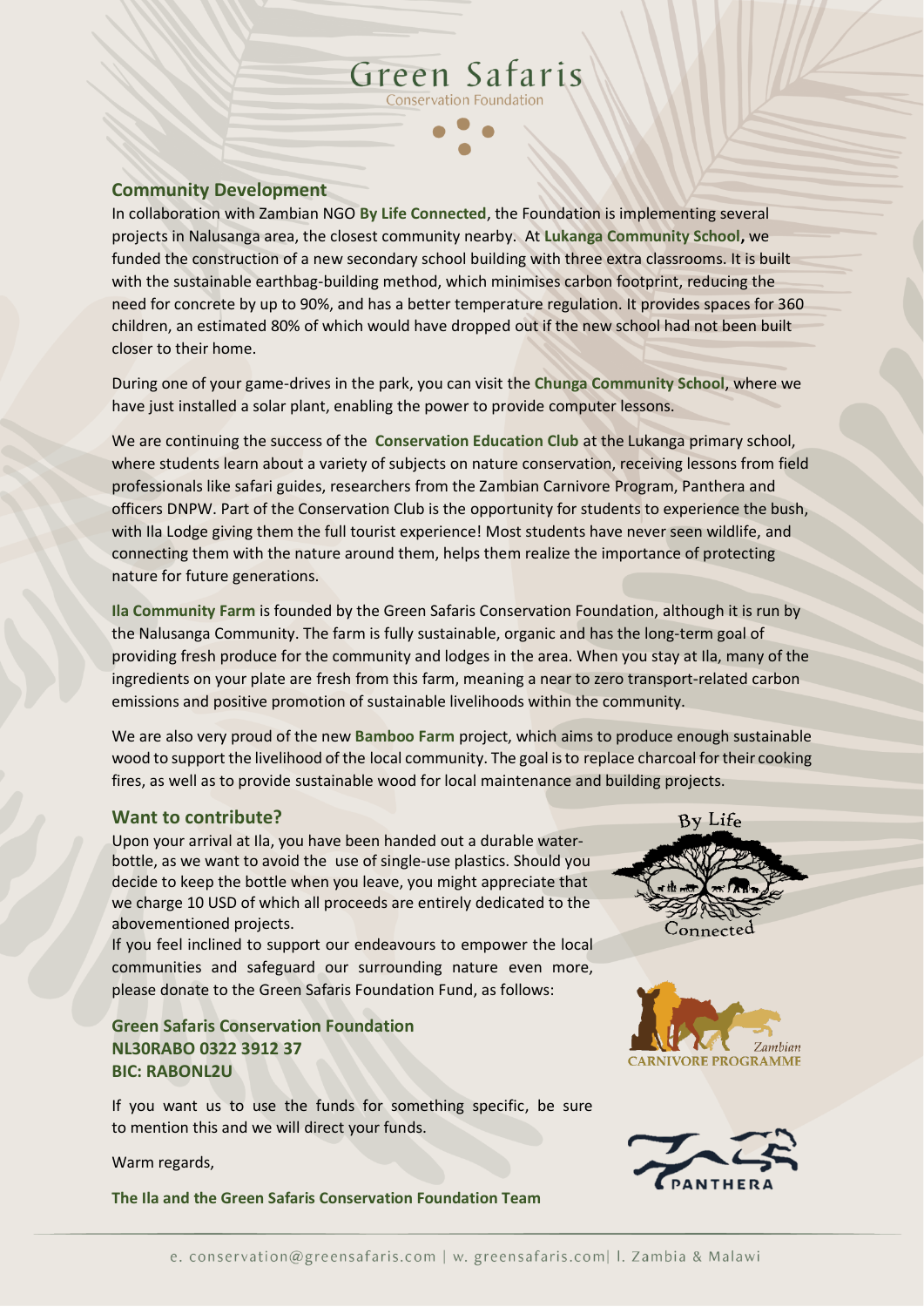# Green Safaris

Conservation Foundation

## Community Development

In collaboration with Zambian NGO **By Life Connected**, the Foundation is implementing several projects in Nalusanga area, the closest community nearby. At **Lukanga Community School**, we funded the construction of a new secondary school building with three extra classrooms. It is built with the sustainable earthbag-building method, which minimises carbon footprint, reducing the need for concrete by up to 90%, and has a better temperature regulation. It provides spaces for 360 children, an estimated 80% of which would have dropped out if the new school had not been built closer to their home.

During one of your game-drives in the park, you can visit the **Chunga Community School**, where we have just installed a solar plant, enabling the power to provide computer lessons.

We are continuing the success of the **Conservation Education Club** at the Lukanga primary school, where students learn about a variety of subjects on nature conservation, receiving lessons from field professionals like safari guides, researchers from the Zambian Carnivore Program, Panthera and officers DNPW. Part of the Conservation Club is the opportunity for students to experience the bush, with Ila Lodge giving them the full tourist experience! Most students have never seen wildlife, and connecting them with the nature around them, helps them realize the importance of protecting nature for future generations.

**Ila Community Farm** is founded by the Green Safaris Conservation Foundation, although it is run by the Nalusanga Community. The farm is fully sustainable, organic and has the long-term goal of providing fresh produce for the community and lodges in the area. When you stay at Ila, many of the ingredients on your plate are fresh from this farm, meaning a near to zero transport-related carbon emissions and positive promotion of sustainable livelihoods within the community.

We are also very proud of the new **Bamboo Farm** project, which aims to produce enough sustainable wood to support the livelihood of the local community. The goal is to replace charcoal for their cooking fires, as well as to provide sustainable wood for local maintenance and building projects.

## Want to contribute?

Upon your arrival at Ila, you have been handed out a durable water-bottle, as we want to avoid the use of single-use plastics. Should you decide to keep the bottle when you leave, you might appreciate that we charge 10 USD of which all proceeds are entirely dedicated to the abovementioned projects.

If you feel inclined to support our endeavours to empower the local communities and safeguard our surrounding nature even more, please donate to the Green Safaris Foundation Fund, as follows:

**Green Safaris Conservation Foundation**
**NL30RABO 0322 3912 37**
**BIC: RABONL2U**

If you want us to use the funds for something specific, be sure to mention this and we will direct your funds.

Warm regards,

**The Ila and the Green Safaris Conservation Foundation Team**

By Life Connected

Zambian CARNIVORE PROGRAMME

PANTHERA

e. conservation@greensafaris.com | w. greensafaris.com| l. Zambia & Malawi